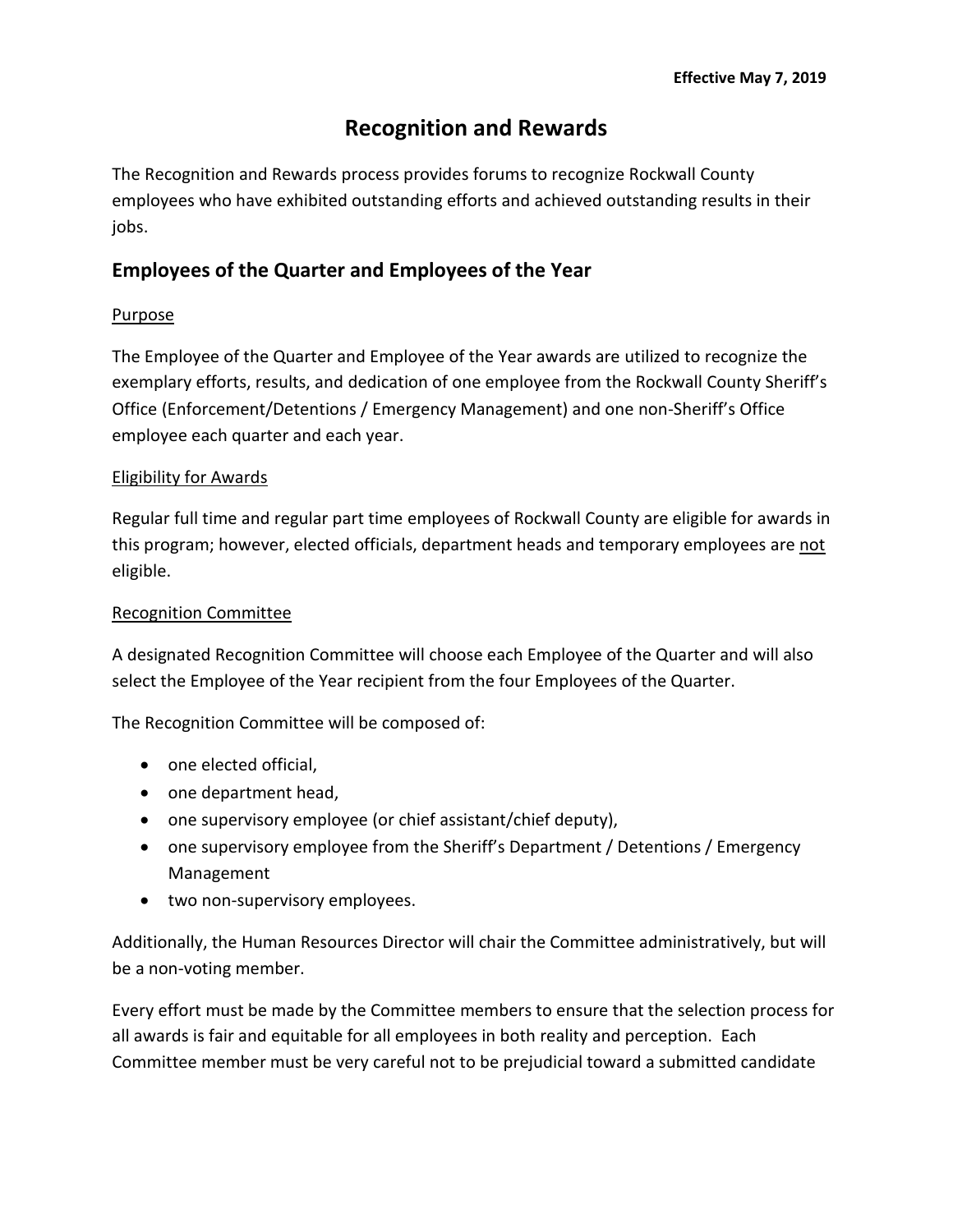**Effective May 7, 2019**

# Recognition and Rewards

The Recognition and Rewards process provides forums to recognize Rockwall County employees who have exhibited outstanding efforts and achieved outstanding results in their jobs.

## Employees of the Quarter and Employees of the Year

<u>Purpose</u>

The Employee of the Quarter and Employee of the Year awards are utilized to recognize the exemplary efforts, results, and dedication of one employee from the Rockwall County Sheriff's Office (Enforcement/Detentions / Emergency Management) and one non-Sheriff's Office employee each quarter and each year.

<u>Eligibility for Awards</u>

Regular full time and regular part time employees of Rockwall County are eligible for awards in this program; however, elected officials, department heads and temporary employees are <u>not</u> eligible.

<u>Recognition Committee</u>

A designated Recognition Committee will choose each Employee of the Quarter and will also select the Employee of the Year recipient from the four Employees of the Quarter.

The Recognition Committee will be composed of:

- one elected official,
- one department head,
- one supervisory employee (or chief assistant/chief deputy),
- one supervisory employee from the Sheriff's Department / Detentions / Emergency Management
- two non-supervisory employees.

Additionally, the Human Resources Director will chair the Committee administratively, but will be a non-voting member.

Every effort must be made by the Committee members to ensure that the selection process for all awards is fair and equitable for all employees in both reality and perception. Each Committee member must be very careful not to be prejudicial toward a submitted candidate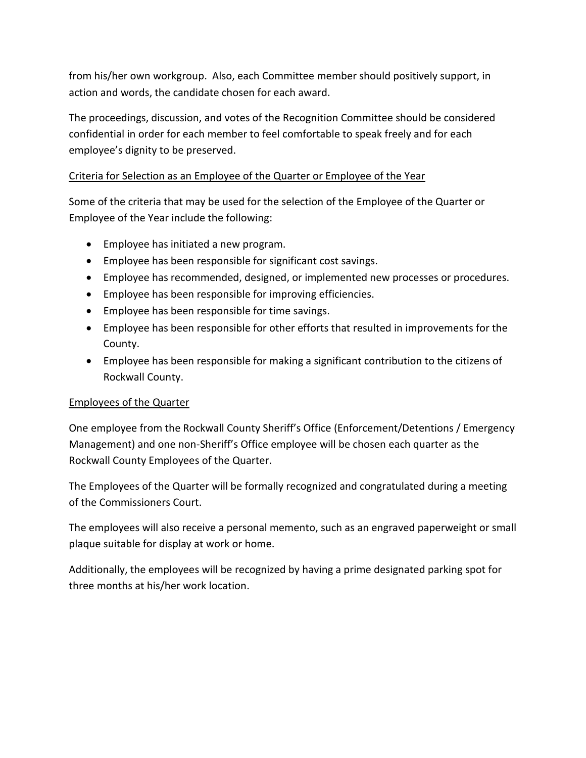from his/her own workgroup. Also, each Committee member should positively support, in action and words, the candidate chosen for each award.

The proceedings, discussion, and votes of the Recognition Committee should be considered confidential in order for each member to feel comfortable to speak freely and for each employee's dignity to be preserved.

## Criteria for Selection as an Employee of the Quarter or Employee of the Year

Some of the criteria that may be used for the selection of the Employee of the Quarter or Employee of the Year include the following:

- Employee has initiated a new program.
- Employee has been responsible for significant cost savings.
- Employee has recommended, designed, or implemented new processes or procedures.
- Employee has been responsible for improving efficiencies.
- Employee has been responsible for time savings.
- Employee has been responsible for other efforts that resulted in improvements for the County.
- Employee has been responsible for making a significant contribution to the citizens of Rockwall County.

## Employees of the Quarter

One employee from the Rockwall County Sheriff's Office (Enforcement/Detentions / Emergency Management) and one non-Sheriff's Office employee will be chosen each quarter as the Rockwall County Employees of the Quarter.

The Employees of the Quarter will be formally recognized and congratulated during a meeting of the Commissioners Court.

The employees will also receive a personal memento, such as an engraved paperweight or small plaque suitable for display at work or home.

Additionally, the employees will be recognized by having a prime designated parking spot for three months at his/her work location.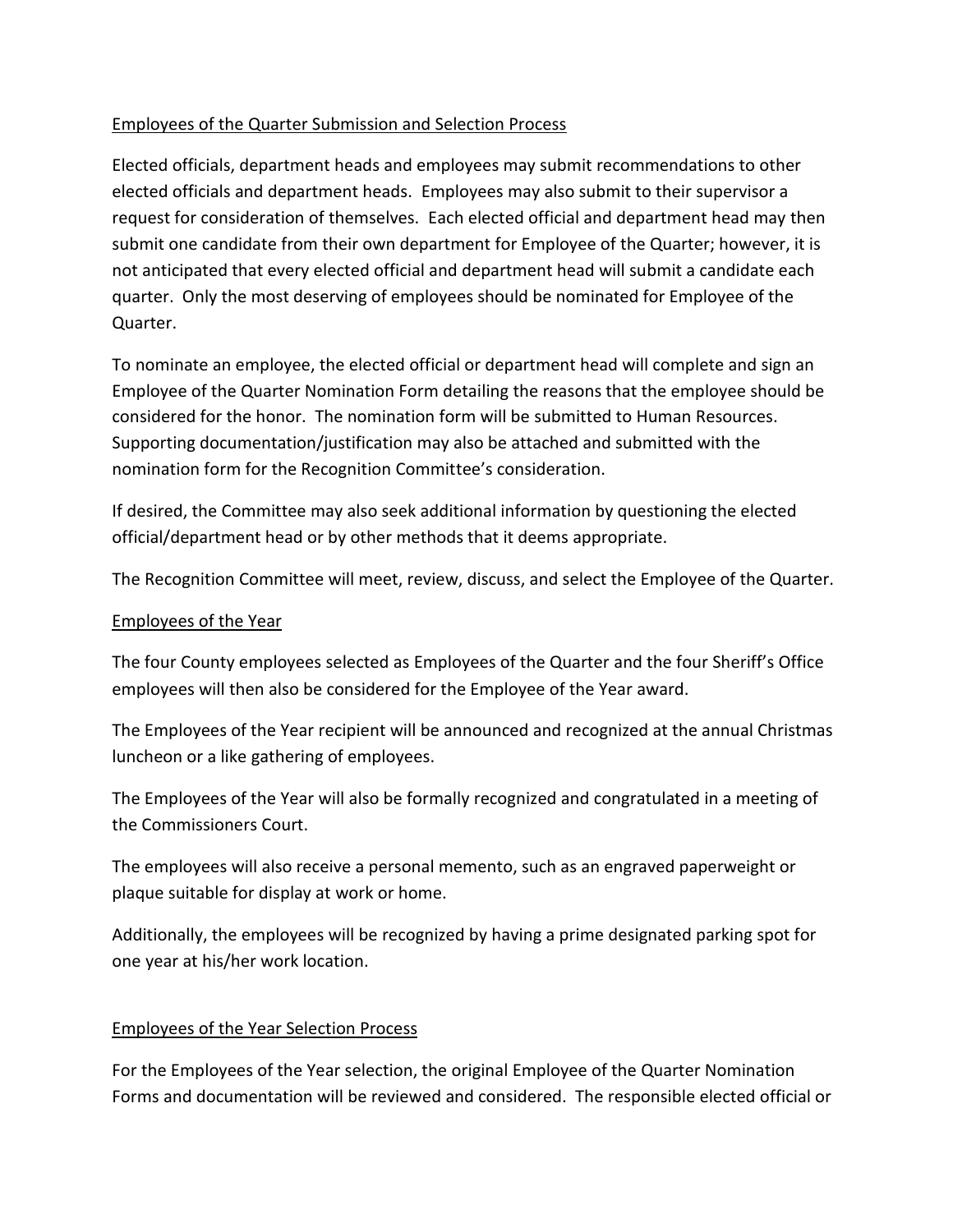<u>Employees of the Quarter Submission and Selection Process</u>

Elected officials, department heads and employees may submit recommendations to other elected officials and department heads. Employees may also submit to their supervisor a request for consideration of themselves. Each elected official and department head may then submit one candidate from their own department for Employee of the Quarter; however, it is not anticipated that every elected official and department head will submit a candidate each quarter. Only the most deserving of employees should be nominated for Employee of the Quarter.

To nominate an employee, the elected official or department head will complete and sign an Employee of the Quarter Nomination Form detailing the reasons that the employee should be considered for the honor. The nomination form will be submitted to Human Resources. Supporting documentation/justification may also be attached and submitted with the nomination form for the Recognition Committee's consideration.

If desired, the Committee may also seek additional information by questioning the elected official/department head or by other methods that it deems appropriate.

The Recognition Committee will meet, review, discuss, and select the Employee of the Quarter.

<u>Employees of the Year</u>

The four County employees selected as Employees of the Quarter and the four Sheriff's Office employees will then also be considered for the Employee of the Year award.

The Employees of the Year recipient will be announced and recognized at the annual Christmas luncheon or a like gathering of employees.

The Employees of the Year will also be formally recognized and congratulated in a meeting of the Commissioners Court.

The employees will also receive a personal memento, such as an engraved paperweight or plaque suitable for display at work or home.

Additionally, the employees will be recognized by having a prime designated parking spot for one year at his/her work location.

<u>Employees of the Year Selection Process</u>

For the Employees of the Year selection, the original Employee of the Quarter Nomination Forms and documentation will be reviewed and considered. The responsible elected official or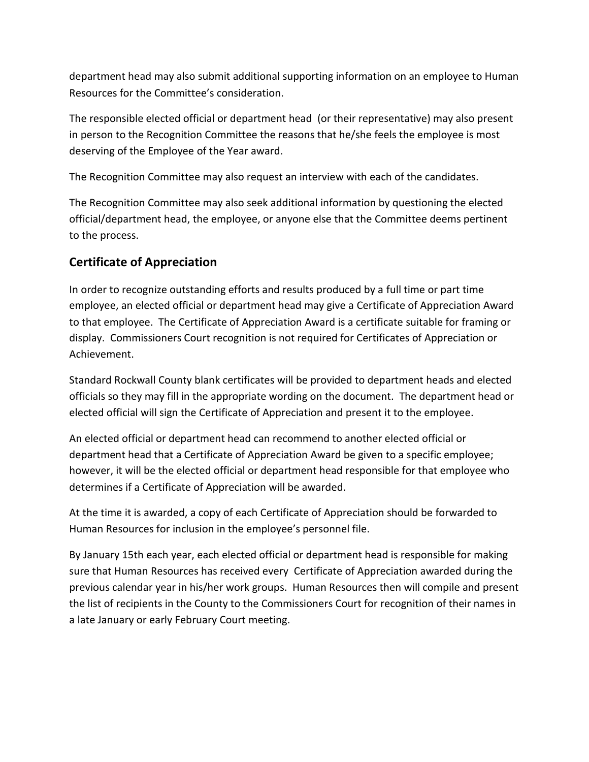department head may also submit additional supporting information on an employee to Human Resources for the Committee's consideration.

The responsible elected official or department head (or their representative) may also present in person to the Recognition Committee the reasons that he/she feels the employee is most deserving of the Employee of the Year award.

The Recognition Committee may also request an interview with each of the candidates.

The Recognition Committee may also seek additional information by questioning the elected official/department head, the employee, or anyone else that the Committee deems pertinent to the process.

## Certificate of Appreciation

In order to recognize outstanding efforts and results produced by a full time or part time employee, an elected official or department head may give a Certificate of Appreciation Award to that employee. The Certificate of Appreciation Award is a certificate suitable for framing or display. Commissioners Court recognition is not required for Certificates of Appreciation or Achievement.

Standard Rockwall County blank certificates will be provided to department heads and elected officials so they may fill in the appropriate wording on the document. The department head or elected official will sign the Certificate of Appreciation and present it to the employee.

An elected official or department head can recommend to another elected official or department head that a Certificate of Appreciation Award be given to a specific employee; however, it will be the elected official or department head responsible for that employee who determines if a Certificate of Appreciation will be awarded.

At the time it is awarded, a copy of each Certificate of Appreciation should be forwarded to Human Resources for inclusion in the employee's personnel file.

By January 15th each year, each elected official or department head is responsible for making sure that Human Resources has received every Certificate of Appreciation awarded during the previous calendar year in his/her work groups. Human Resources then will compile and present the list of recipients in the County to the Commissioners Court for recognition of their names in a late January or early February Court meeting.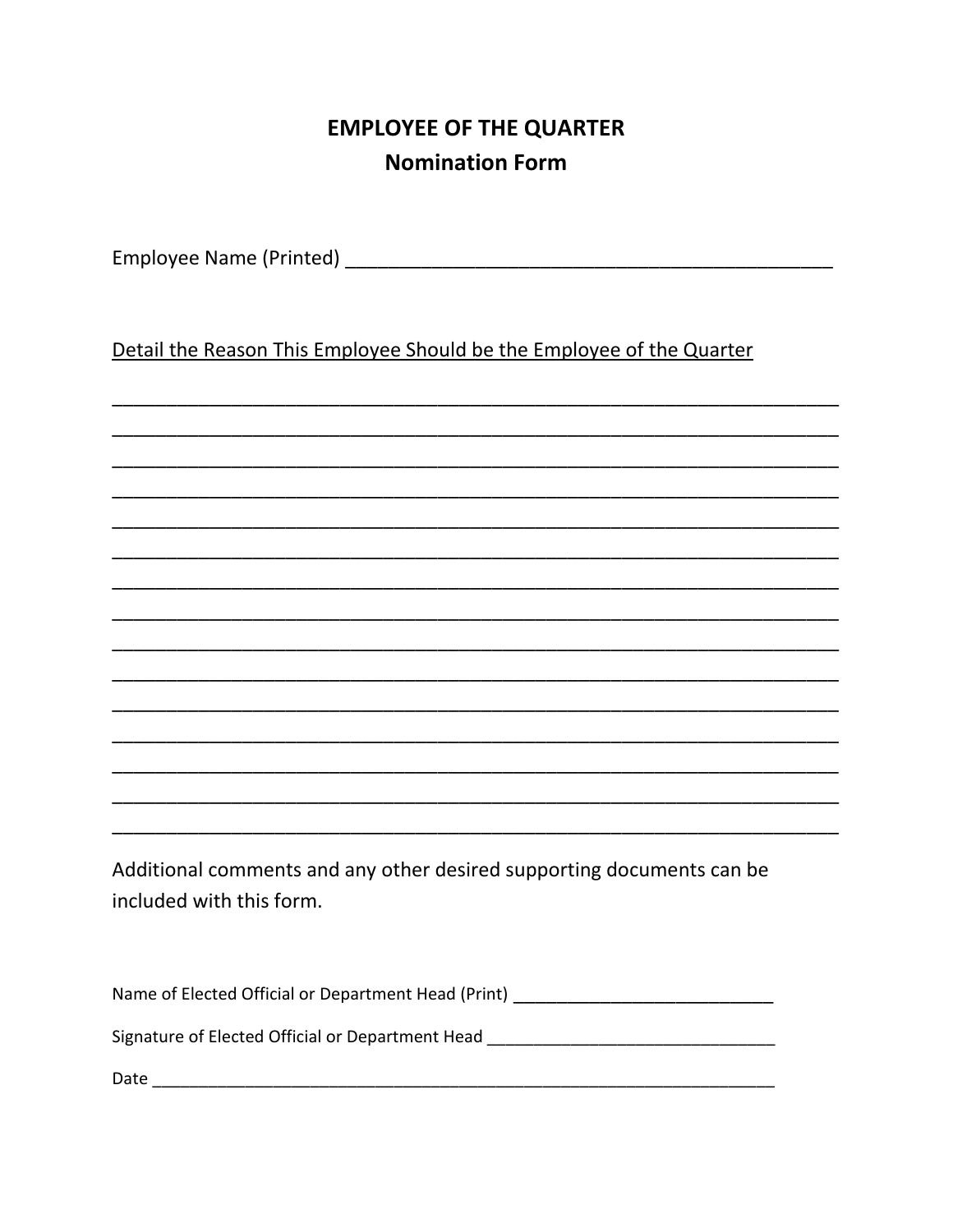# EMPLOYEE OF THE QUARTER

## Nomination Form

Employee Name (Printed) ______________________________________________

Detail the Reason This Employee Should be the Employee of the Quarter

____________________________________________________________________
____________________________________________________________________
____________________________________________________________________
____________________________________________________________________
____________________________________________________________________
____________________________________________________________________
____________________________________________________________________
____________________________________________________________________
____________________________________________________________________
____________________________________________________________________
____________________________________________________________________
____________________________________________________________________
____________________________________________________________________
____________________________________________________________________
____________________________________________________________________

Additional comments and any other desired supporting documents can be included with this form.

Name of Elected Official or Department Head (Print) ___________________________

Signature of Elected Official or Department Head ______________________________

Date ___________________________________________________________________